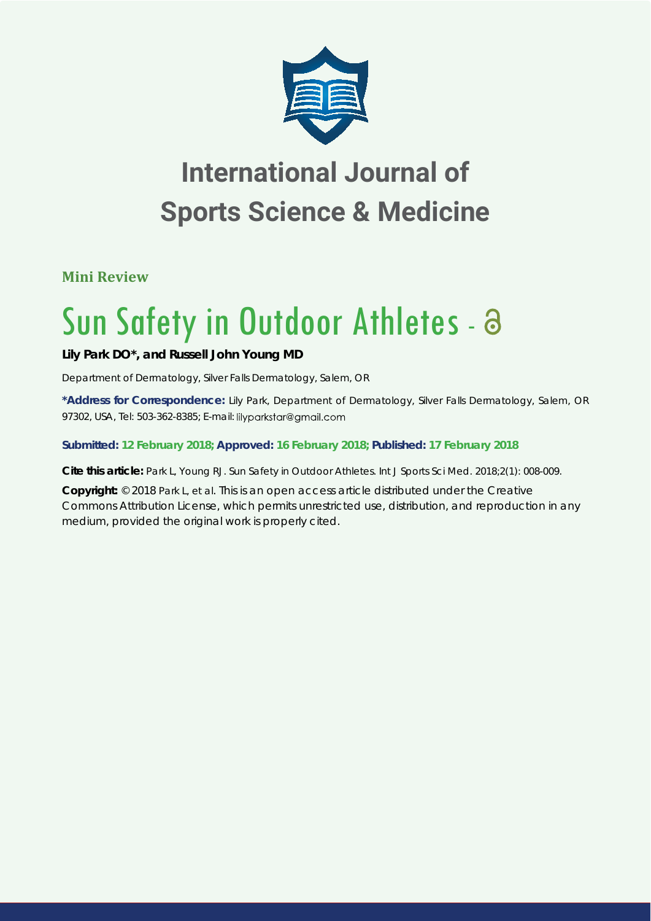# International Journal of Sports Science & Medicine

**Mini Review**

# Sun Safety in Outdoor Athletes

**Lily Park DO*, and Russell John Young MD**

Department of Dermatology, Silver Falls Dermatology, Salem, OR

**\*Address for Correspondence:** Lily Park, Department of Dermatology, Silver Falls Dermatology, Salem, OR 97302, USA, Tel: 503-362-8385; E-mail: lilyparkstar@gmail.com

**Submitted: 12 February 2018; Approved: 16 February 2018; Published: 17 February 2018**

**Cite this article:** Park L, Young RJ. Sun Safety in Outdoor Athletes. Int J Sports Sci Med. 2018;2(1): 008-009.

**Copyright:** © 2018 Park L, et al. This is an open access article distributed under the Creative Commons Attribution License, which permits unrestricted use, distribution, and reproduction in any medium, provided the original work is properly cited.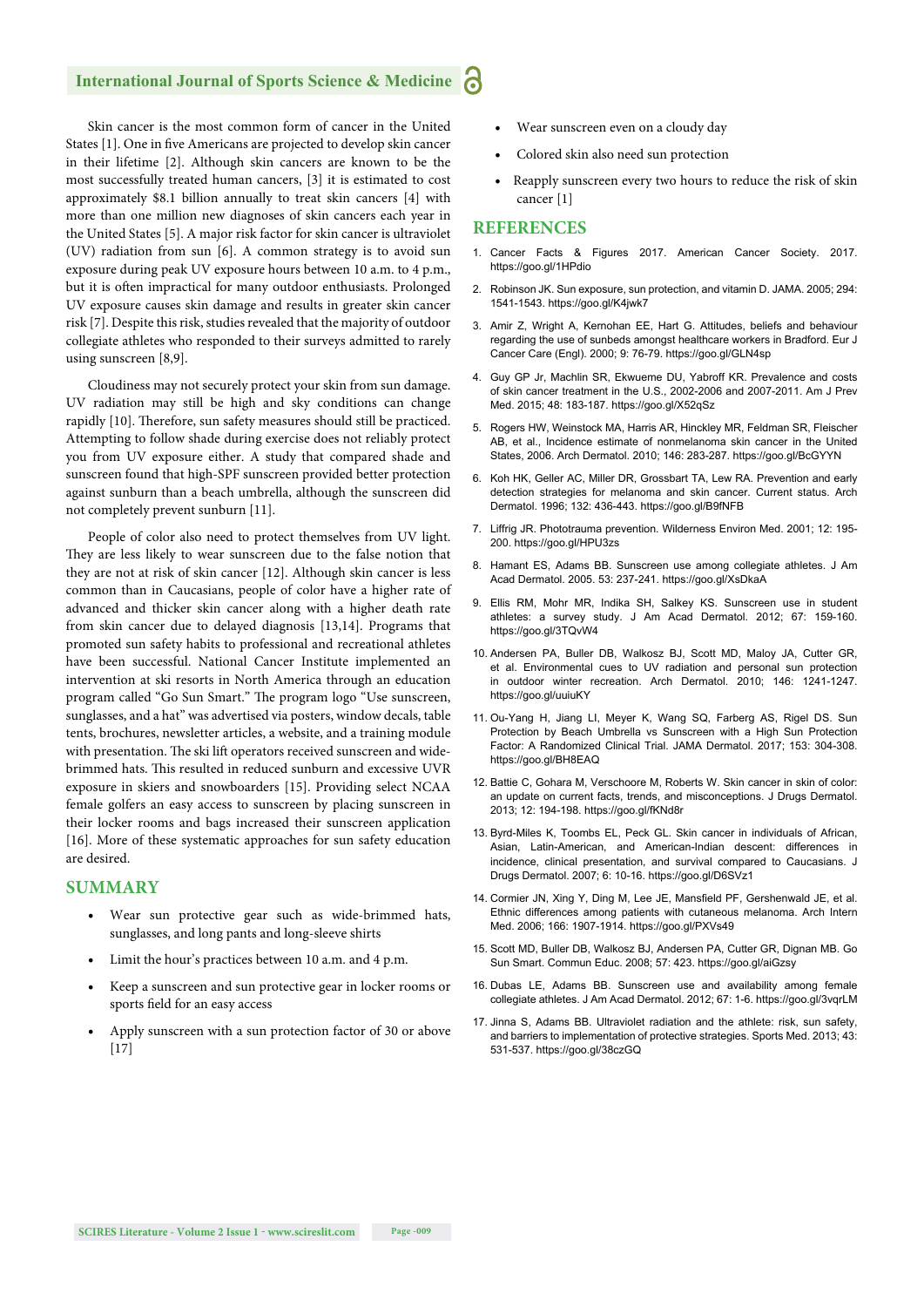Skin cancer is the most common form of cancer in the United States [1]. One in five Americans are projected to develop skin cancer in their lifetime [2]. Although skin cancers are known to be the most successfully treated human cancers, [3] it is estimated to cost approximately $8.1 billion annually to treat skin cancers [4] with more than one million new diagnoses of skin cancers each year in the United States [5]. A major risk factor for skin cancer is ultraviolet (UV) radiation from sun [6]. A common strategy is to avoid sun exposure during peak UV exposure hours between 10 a.m. to 4 p.m., but it is often impractical for many outdoor enthusiasts. Prolonged UV exposure causes skin damage and results in greater skin cancer risk [7]. Despite this risk, studies revealed that the majority of outdoor collegiate athletes who responded to their surveys admitted to rarely using sunscreen [8,9].

Cloudiness may not securely protect your skin from sun damage. UV radiation may still be high and sky conditions can change rapidly [10]. Therefore, sun safety measures should still be practiced. Attempting to follow shade during exercise does not reliably protect you from UV exposure either. A study that compared shade and sunscreen found that high-SPF sunscreen provided better protection against sunburn than a beach umbrella, although the sunscreen did not completely prevent sunburn [11].

People of color also need to protect themselves from UV light. They are less likely to wear sunscreen due to the false notion that they are not at risk of skin cancer [12]. Although skin cancer is less common than in Caucasians, people of color have a higher rate of advanced and thicker skin cancer along with a higher death rate from skin cancer due to delayed diagnosis [13,14]. Programs that promoted sun safety habits to professional and recreational athletes have been successful. National Cancer Institute implemented an intervention at ski resorts in North America through an education program called "Go Sun Smart." The program logo "Use sunscreen, sunglasses, and a hat" was advertised via posters, window decals, table tents, brochures, newsletter articles, a website, and a training module with presentation. The ski lift operators received sunscreen and wide-brimmed hats. This resulted in reduced sunburn and excessive UVR exposure in skiers and snowboarders [15]. Providing select NCAA female golfers an easy access to sunscreen by placing sunscreen in their locker rooms and bags increased their sunscreen application [16]. More of these systematic approaches for sun safety education are desired.

## SUMMARY

- Wear sun protective gear such as wide-brimmed hats, sunglasses, and long pants and long-sleeve shirts
- Limit the hour's practices between 10 a.m. and 4 p.m.
- Keep a sunscreen and sun protective gear in locker rooms or sports field for an easy access
- Apply sunscreen with a sun protection factor of 30 or above [17]
- Wear sunscreen even on a cloudy day
- Colored skin also need sun protection
- Reapply sunscreen every two hours to reduce the risk of skin cancer [1]

## REFERENCES

1. Cancer Facts & Figures 2017. American Cancer Society. 2017. https://goo.gl/1HPdio
2. Robinson JK. Sun exposure, sun protection, and vitamin D. JAMA. 2005; 294: 1541-1543. https://goo.gl/K4jwk7
3. Amir Z, Wright A, Kernohan EE, Hart G. Attitudes, beliefs and behaviour regarding the use of sunbeds amongst healthcare workers in Bradford. Eur J Cancer Care (Engl). 2000; 9: 76-79. https://goo.gl/GLN4sp
4. Guy GP Jr, Machlin SR, Ekwueme DU, Yabroff KR. Prevalence and costs of skin cancer treatment in the U.S., 2002-2006 and 2007-2011. Am J Prev Med. 2015; 48: 183-187. https://goo.gl/X52qSz
5. Rogers HW, Weinstock MA, Harris AR, Hinckley MR, Feldman SR, Fleischer AB, et al., Incidence estimate of nonmelanoma skin cancer in the United States, 2006. Arch Dermatol. 2010; 146: 283-287. https://goo.gl/BcGYYN
6. Koh HK, Geller AC, Miller DR, Grossbart TA, Lew RA. Prevention and early detection strategies for melanoma and skin cancer. Current status. Arch Dermatol. 1996; 132: 436-443. https://goo.gl/B9fNFB
7. Liffrig JR. Phototrauma prevention. Wilderness Environ Med. 2001; 12: 195-200. https://goo.gl/HPU3zs
8. Hamant ES, Adams BB. Sunscreen use among collegiate athletes. J Am Acad Dermatol. 2005. 53: 237-241. https://goo.gl/XsDkaA
9. Ellis RM, Mohr MR, Indika SH, Salkey KS. Sunscreen use in student athletes: a survey study. J Am Acad Dermatol. 2012; 67: 159-160. https://goo.gl/3TQvW4
10. Andersen PA, Buller DB, Walkosz BJ, Scott MD, Maloy JA, Cutter GR, et al. Environmental cues to UV radiation and personal sun protection in outdoor winter recreation. Arch Dermatol. 2010; 146: 1241-1247. https://goo.gl/uuiuKY
11. Ou-Yang H, Jiang LI, Meyer K, Wang SQ, Farberg AS, Rigel DS. Sun Protection by Beach Umbrella vs Sunscreen with a High Sun Protection Factor: A Randomized Clinical Trial. JAMA Dermatol. 2017; 153: 304-308. https://goo.gl/BH8EAQ
12. Battie C, Gohara M, Verschoore M, Roberts W. Skin cancer in skin of color: an update on current facts, trends, and misconceptions. J Drugs Dermatol. 2013; 12: 194-198. https://goo.gl/fKNd8r
13. Byrd-Miles K, Toombs EL, Peck GL. Skin cancer in individuals of African, Asian, Latin-American, and American-Indian descent: differences in incidence, clinical presentation, and survival compared to Caucasians. J Drugs Dermatol. 2007; 6: 10-16. https://goo.gl/D6SVz1
14. Cormier JN, Xing Y, Ding M, Lee JE, Mansfield PF, Gershenwald JE, et al. Ethnic differences among patients with cutaneous melanoma. Arch Intern Med. 2006; 166: 1907-1914. https://goo.gl/PXVs49
15. Scott MD, Buller DB, Walkosz BJ, Andersen PA, Cutter GR, Dignan MB. Go Sun Smart. Commun Educ. 2008; 57: 423. https://goo.gl/aiGzsy
16. Dubas LE, Adams BB. Sunscreen use and availability among female collegiate athletes. J Am Acad Dermatol. 2012; 67: 1-6. https://goo.gl/3vqrLM
17. Jinna S, Adams BB. Ultraviolet radiation and the athlete: risk, sun safety, and barriers to implementation of protective strategies. Sports Med. 2013; 43: 531-537. https://goo.gl/38czGQ